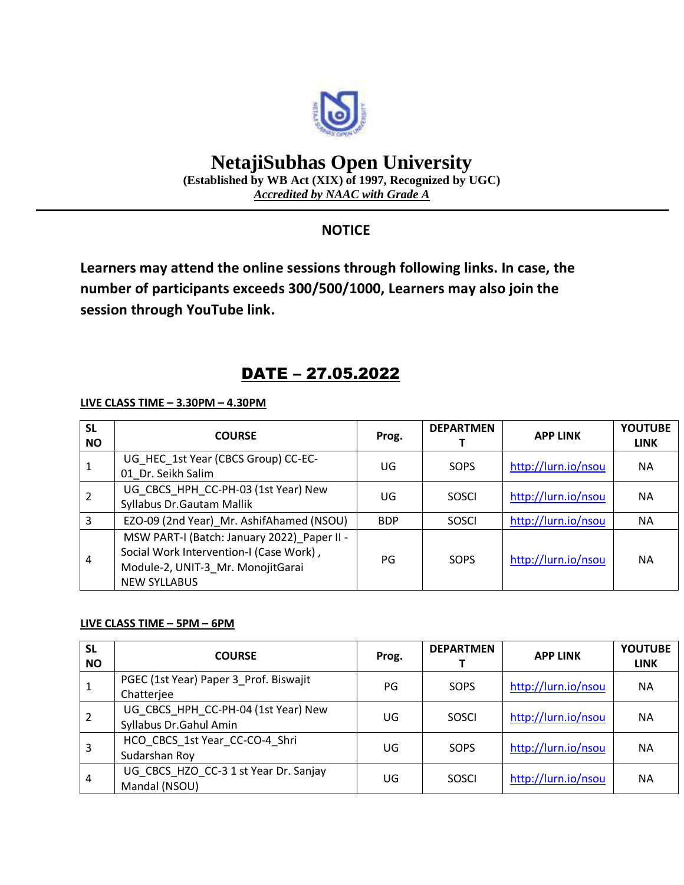# NetajiSubhas Open University

**(Established by WB Act (XIX) of 1997, Recognized by UGC)**

***Accredited by NAAC with Grade A***

## NOTICE

**Learners may attend the online sessions through following links. In case, the number of participants exceeds 300/500/1000, Learners may also join the session through YouTube link.**

## DATE – 27.05.2022

**LIVE CLASS TIME – 3.30PM – 4.30PM**

| SL NO | COURSE | Prog. | DEPARTMENT | APP LINK | YOUTUBE LINK |
|---|---|---|---|---|---|
| 1 | UG_HEC_1st Year (CBCS Group) CC-EC-01_Dr. Seikh Salim | UG | SOPS | http://lurn.io/nsou | NA |
| 2 | UG_CBCS_HPH_CC-PH-03 (1st Year) New Syllabus Dr.Gautam Mallik | UG | SOSCI | http://lurn.io/nsou | NA |
| 3 | EZO-09 (2nd Year)_Mr. AshifAhamed (NSOU) | BDP | SOSCI | http://lurn.io/nsou | NA |
| 4 | MSW PART-I (Batch: January 2022)_Paper II - Social Work Intervention-I (Case Work) , Module-2, UNIT-3_Mr. MonojitGarai NEW SYLLABUS | PG | SOPS | http://lurn.io/nsou | NA |

**LIVE CLASS TIME – 5PM – 6PM**

| SL NO | COURSE | Prog. | DEPARTMENT | APP LINK | YOUTUBE LINK |
|---|---|---|---|---|---|
| 1 | PGEC (1st Year) Paper 3_Prof. Biswajit Chatterjee | PG | SOPS | http://lurn.io/nsou | NA |
| 2 | UG_CBCS_HPH_CC-PH-04 (1st Year) New Syllabus Dr.Gahul Amin | UG | SOSCI | http://lurn.io/nsou | NA |
| 3 | HCO_CBCS_1st Year_CC-CO-4_Shri Sudarshan Roy | UG | SOPS | http://lurn.io/nsou | NA |
| 4 | UG_CBCS_HZO_CC-3 1 st Year Dr. Sanjay Mandal (NSOU) | UG | SOSCI | http://lurn.io/nsou | NA |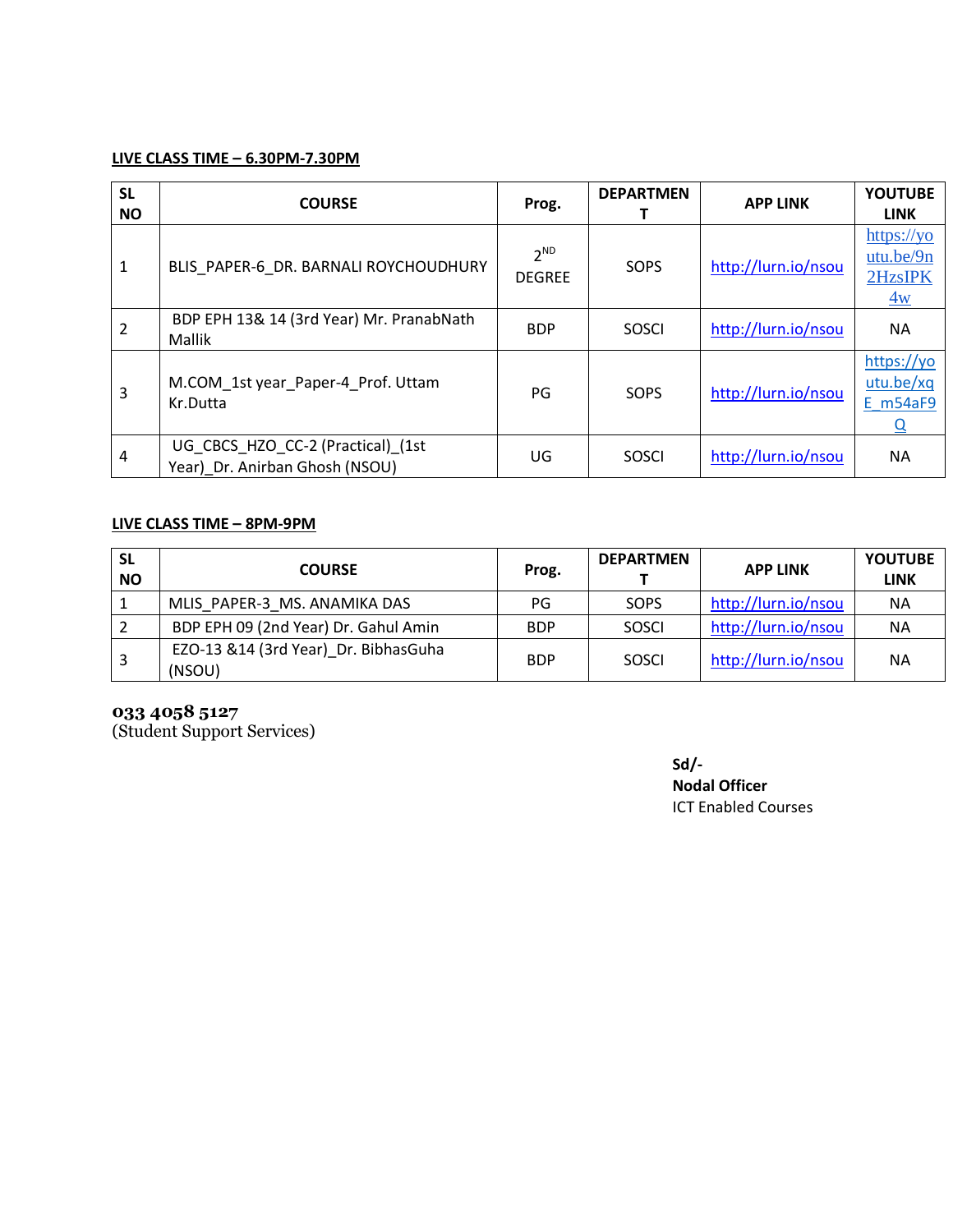**LIVE CLASS TIME – 6.30PM-7.30PM**

| SL NO | COURSE | Prog. | DEPARTMENT | APP LINK | YOUTUBE LINK |
|---|---|---|---|---|---|
| 1 | BLIS_PAPER-6_DR. BARNALI ROYCHOUDHURY | 2ND DEGREE | SOPS | http://lurn.io/nsou | https://youtu.be/9n2HzsIPK4w |
| 2 | BDP EPH 13& 14 (3rd Year) Mr. PranabNath Mallik | BDP | SOSCI | http://lurn.io/nsou | NA |
| 3 | M.COM_1st year_Paper-4_Prof. Uttam Kr.Dutta | PG | SOPS | http://lurn.io/nsou | https://youtu.be/xqE_m54aF9Q |
| 4 | UG_CBCS_HZO_CC-2 (Practical)_(1st Year)_Dr. Anirban Ghosh (NSOU) | UG | SOSCI | http://lurn.io/nsou | NA |

**LIVE CLASS TIME – 8PM-9PM**

| SL NO | COURSE | Prog. | DEPARTMENT | APP LINK | YOUTUBE LINK |
|---|---|---|---|---|---|
| 1 | MLIS_PAPER-3_MS. ANAMIKA DAS | PG | SOPS | http://lurn.io/nsou | NA |
| 2 | BDP EPH 09 (2nd Year) Dr. Gahul Amin | BDP | SOSCI | http://lurn.io/nsou | NA |
| 3 | EZO-13 &14 (3rd Year)_Dr. BibhasGuha (NSOU) | BDP | SOSCI | http://lurn.io/nsou | NA |

**033 4058 5127**
(Student Support Services)

**Sd/-**
**Nodal Officer**
ICT Enabled Courses